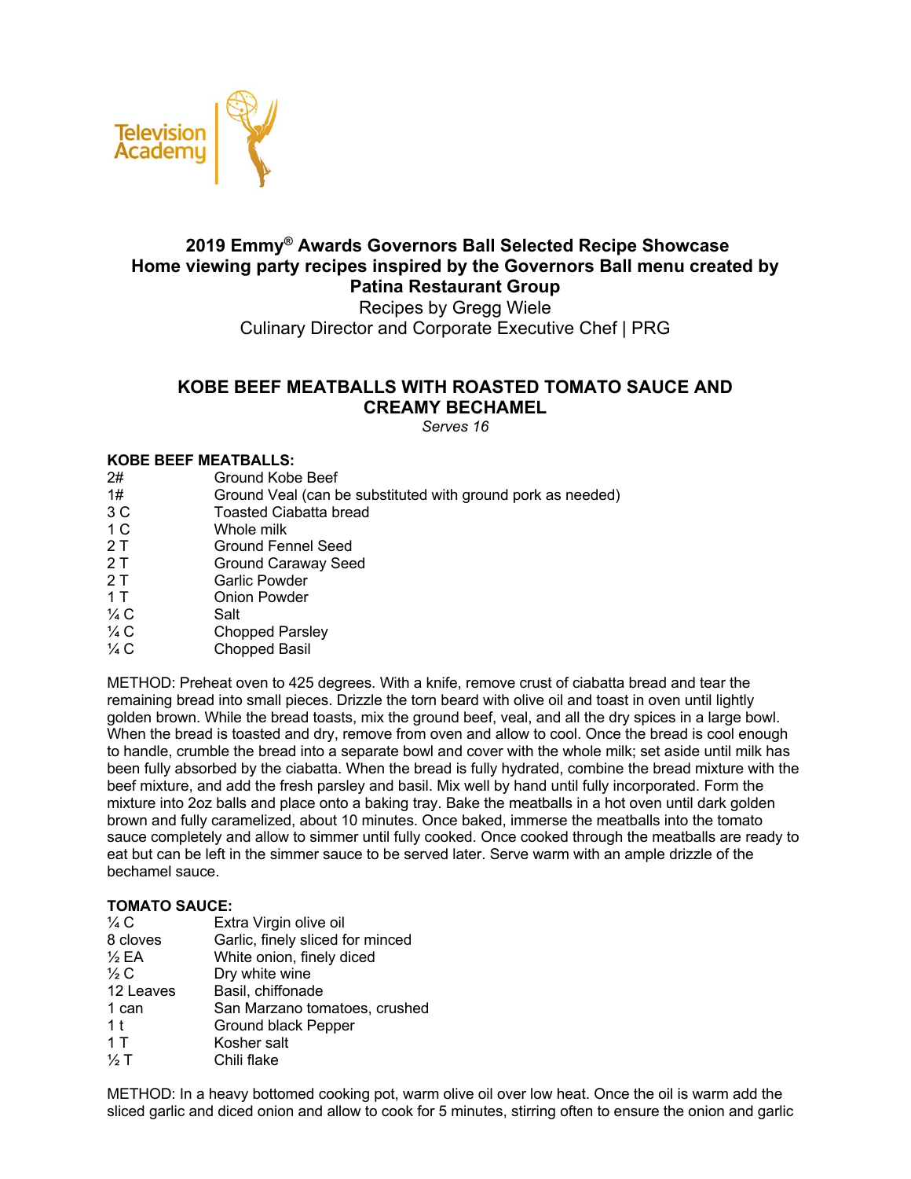Television Academy

## 2019 Emmy® Awards Governors Ball Selected Recipe Showcase
## Home viewing party recipes inspired by the Governors Ball menu created by Patina Restaurant Group

Recipes by Gregg Wiele
Culinary Director and Corporate Executive Chef | PRG

# KOBE BEEF MEATBALLS WITH ROASTED TOMATO SAUCE AND CREAMY BECHAMEL

*Serves 16*

**KOBE BEEF MEATBALLS:**

| | |
|---|---|
| 2# | Ground Kobe Beef |
| 1# | Ground Veal (can be substituted with ground pork as needed) |
| 3 C | Toasted Ciabatta bread |
| 1 C | Whole milk |
| 2 T | Ground Fennel Seed |
| 2 T | Ground Caraway Seed |
| 2 T | Garlic Powder |
| 1 T | Onion Powder |
| ¼ C | Salt |
| ¼ C | Chopped Parsley |
| ¼ C | Chopped Basil |

METHOD: Preheat oven to 425 degrees. With a knife, remove crust of ciabatta bread and tear the remaining bread into small pieces. Drizzle the torn beard with olive oil and toast in oven until lightly golden brown. While the bread toasts, mix the ground beef, veal, and all the dry spices in a large bowl. When the bread is toasted and dry, remove from oven and allow to cool. Once the bread is cool enough to handle, crumble the bread into a separate bowl and cover with the whole milk; set aside until milk has been fully absorbed by the ciabatta. When the bread is fully hydrated, combine the bread mixture with the beef mixture, and add the fresh parsley and basil. Mix well by hand until fully incorporated. Form the mixture into 2oz balls and place onto a baking tray. Bake the meatballs in a hot oven until dark golden brown and fully caramelized, about 10 minutes. Once baked, immerse the meatballs into the tomato sauce completely and allow to simmer until fully cooked. Once cooked through the meatballs are ready to eat but can be left in the simmer sauce to be served later. Serve warm with an ample drizzle of the bechamel sauce.

**TOMATO SAUCE:**

| | |
|---|---|
| ¼ C | Extra Virgin olive oil |
| 8 cloves | Garlic, finely sliced for minced |
| ½ EA | White onion, finely diced |
| ½ C | Dry white wine |
| 12 Leaves | Basil, chiffonade |
| 1 can | San Marzano tomatoes, crushed |
| 1 t | Ground black Pepper |
| 1 T | Kosher salt |
| ½ T | Chili flake |

METHOD: In a heavy bottomed cooking pot, warm olive oil over low heat. Once the oil is warm add the sliced garlic and diced onion and allow to cook for 5 minutes, stirring often to ensure the onion and garlic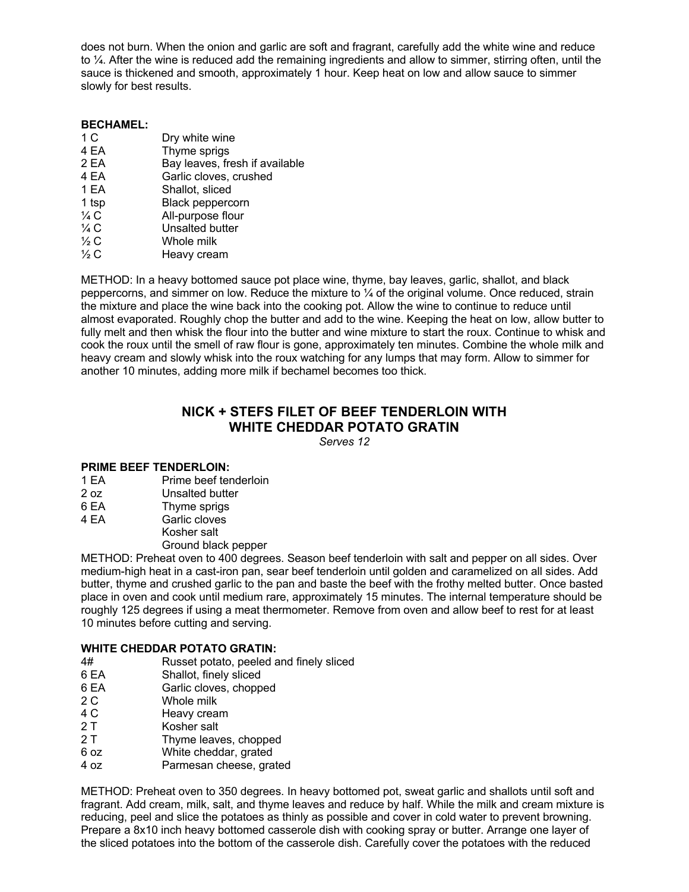does not burn. When the onion and garlic are soft and fragrant, carefully add the white wine and reduce to ¼. After the wine is reduced add the remaining ingredients and allow to simmer, stirring often, until the sauce is thickened and smooth, approximately 1 hour. Keep heat on low and allow sauce to simmer slowly for best results.

**BECHAMEL:**

| | |
|---|---|
| 1 C | Dry white wine |
| 4 EA | Thyme sprigs |
| 2 EA | Bay leaves, fresh if available |
| 4 EA | Garlic cloves, crushed |
| 1 EA | Shallot, sliced |
| 1 tsp | Black peppercorn |
| ¼ C | All-purpose flour |
| ¼ C | Unsalted butter |
| ½ C | Whole milk |
| ½ C | Heavy cream |

METHOD: In a heavy bottomed sauce pot place wine, thyme, bay leaves, garlic, shallot, and black peppercorns, and simmer on low. Reduce the mixture to ¼ of the original volume. Once reduced, strain the mixture and place the wine back into the cooking pot. Allow the wine to continue to reduce until almost evaporated. Roughly chop the butter and add to the wine. Keeping the heat on low, allow butter to fully melt and then whisk the flour into the butter and wine mixture to start the roux. Continue to whisk and cook the roux until the smell of raw flour is gone, approximately ten minutes. Combine the whole milk and heavy cream and slowly whisk into the roux watching for any lumps that may form. Allow to simmer for another 10 minutes, adding more milk if bechamel becomes too thick.

## NICK + STEFS FILET OF BEEF TENDERLOIN WITH WHITE CHEDDAR POTATO GRATIN

*Serves 12*

**PRIME BEEF TENDERLOIN:**

| | |
|---|---|
| 1 EA | Prime beef tenderloin |
| 2 oz | Unsalted butter |
| 6 EA | Thyme sprigs |
| 4 EA | Garlic cloves |
| | Kosher salt |
| | Ground black pepper |

METHOD: Preheat oven to 400 degrees. Season beef tenderloin with salt and pepper on all sides. Over medium-high heat in a cast-iron pan, sear beef tenderloin until golden and caramelized on all sides. Add butter, thyme and crushed garlic to the pan and baste the beef with the frothy melted butter. Once basted place in oven and cook until medium rare, approximately 15 minutes. The internal temperature should be roughly 125 degrees if using a meat thermometer. Remove from oven and allow beef to rest for at least 10 minutes before cutting and serving.

**WHITE CHEDDAR POTATO GRATIN:**

| | |
|---|---|
| 4# | Russet potato, peeled and finely sliced |
| 6 EA | Shallot, finely sliced |
| 6 EA | Garlic cloves, chopped |
| 2 C | Whole milk |
| 4 C | Heavy cream |
| 2 T | Kosher salt |
| 2 T | Thyme leaves, chopped |
| 6 oz | White cheddar, grated |
| 4 oz | Parmesan cheese, grated |

METHOD: Preheat oven to 350 degrees. In heavy bottomed pot, sweat garlic and shallots until soft and fragrant. Add cream, milk, salt, and thyme leaves and reduce by half. While the milk and cream mixture is reducing, peel and slice the potatoes as thinly as possible and cover in cold water to prevent browning. Prepare a 8x10 inch heavy bottomed casserole dish with cooking spray or butter. Arrange one layer of the sliced potatoes into the bottom of the casserole dish. Carefully cover the potatoes with the reduced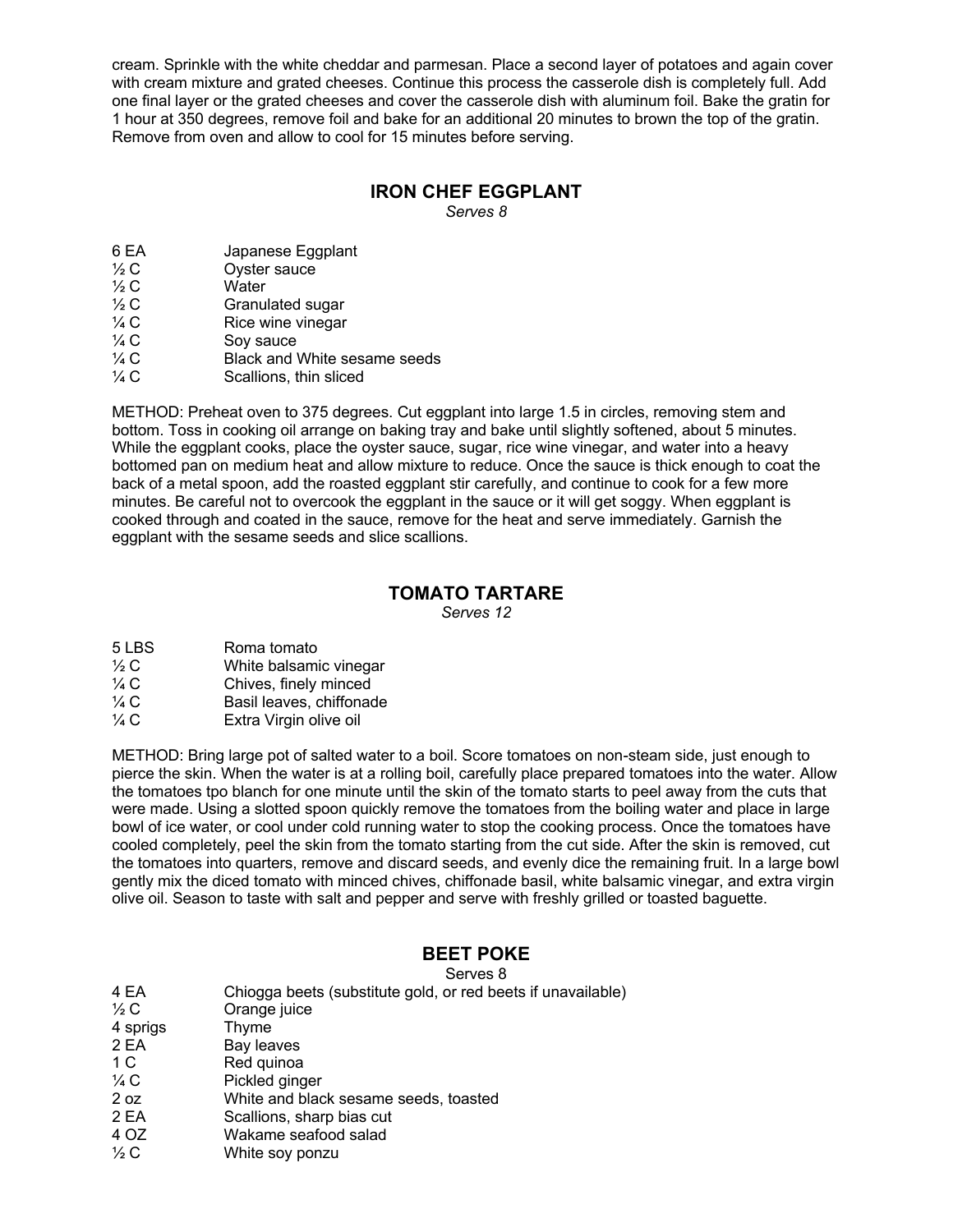cream. Sprinkle with the white cheddar and parmesan. Place a second layer of potatoes and again cover with cream mixture and grated cheeses. Continue this process the casserole dish is completely full. Add one final layer or the grated cheeses and cover the casserole dish with aluminum foil. Bake the gratin for 1 hour at 350 degrees, remove foil and bake for an additional 20 minutes to brown the top of the gratin. Remove from oven and allow to cool for 15 minutes before serving.

## IRON CHEF EGGPLANT

*Serves 8*

| | |
|---|---|
| 6 EA | Japanese Eggplant |
| ½ C | Oyster sauce |
| ½ C | Water |
| ½ C | Granulated sugar |
| ¼ C | Rice wine vinegar |
| ¼ C | Soy sauce |
| ¼ C | Black and White sesame seeds |
| ¼ C | Scallions, thin sliced |

METHOD: Preheat oven to 375 degrees. Cut eggplant into large 1.5 in circles, removing stem and bottom. Toss in cooking oil arrange on baking tray and bake until slightly softened, about 5 minutes. While the eggplant cooks, place the oyster sauce, sugar, rice wine vinegar, and water into a heavy bottomed pan on medium heat and allow mixture to reduce. Once the sauce is thick enough to coat the back of a metal spoon, add the roasted eggplant stir carefully, and continue to cook for a few more minutes. Be careful not to overcook the eggplant in the sauce or it will get soggy. When eggplant is cooked through and coated in the sauce, remove for the heat and serve immediately. Garnish the eggplant with the sesame seeds and slice scallions.

## TOMATO TARTARE

*Serves 12*

| | |
|---|---|
| 5 LBS | Roma tomato |
| ½ C | White balsamic vinegar |
| ¼ C | Chives, finely minced |
| ¼ C | Basil leaves, chiffonade |
| ¼ C | Extra Virgin olive oil |

METHOD: Bring large pot of salted water to a boil. Score tomatoes on non-steam side, just enough to pierce the skin. When the water is at a rolling boil, carefully place prepared tomatoes into the water. Allow the tomatoes tpo blanch for one minute until the skin of the tomato starts to peel away from the cuts that were made. Using a slotted spoon quickly remove the tomatoes from the boiling water and place in large bowl of ice water, or cool under cold running water to stop the cooking process. Once the tomatoes have cooled completely, peel the skin from the tomato starting from the cut side. After the skin is removed, cut the tomatoes into quarters, remove and discard seeds, and evenly dice the remaining fruit. In a large bowl gently mix the diced tomato with minced chives, chiffonade basil, white balsamic vinegar, and extra virgin olive oil. Season to taste with salt and pepper and serve with freshly grilled or toasted baguette.

## BEET POKE

Serves 8

| | |
|---|---|
| 4 EA | Chiogga beets (substitute gold, or red beets if unavailable) |
| ½ C | Orange juice |
| 4 sprigs | Thyme |
| 2 EA | Bay leaves |
| 1 C | Red quinoa |
| ¼ C | Pickled ginger |
| 2 oz | White and black sesame seeds, toasted |
| 2 EA | Scallions, sharp bias cut |
| 4 OZ | Wakame seafood salad |
| ½ C | White soy ponzu |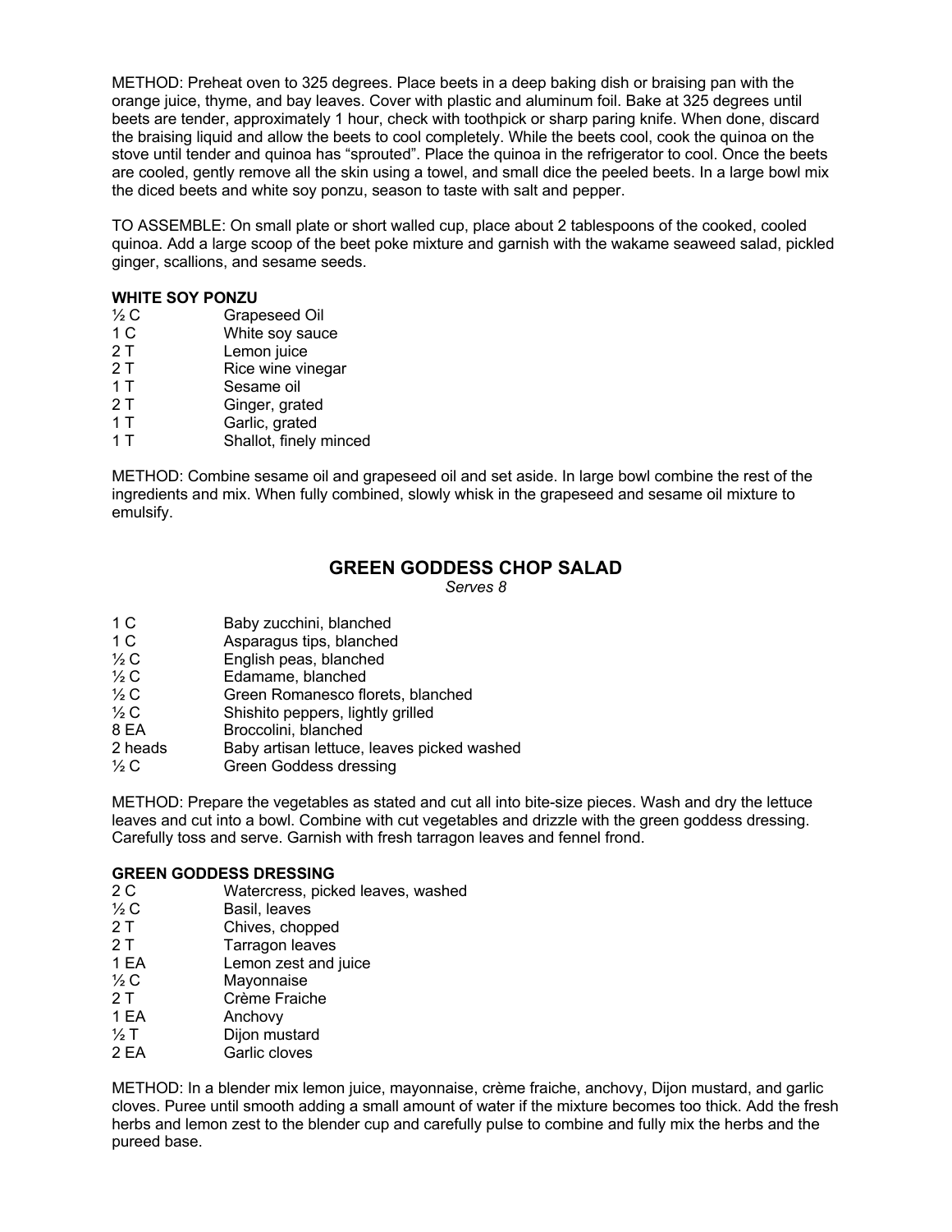METHOD: Preheat oven to 325 degrees. Place beets in a deep baking dish or braising pan with the orange juice, thyme, and bay leaves. Cover with plastic and aluminum foil. Bake at 325 degrees until beets are tender, approximately 1 hour, check with toothpick or sharp paring knife. When done, discard the braising liquid and allow the beets to cool completely. While the beets cool, cook the quinoa on the stove until tender and quinoa has "sprouted". Place the quinoa in the refrigerator to cool. Once the beets are cooled, gently remove all the skin using a towel, and small dice the peeled beets. In a large bowl mix the diced beets and white soy ponzu, season to taste with salt and pepper.

TO ASSEMBLE: On small plate or short walled cup, place about 2 tablespoons of the cooked, cooled quinoa. Add a large scoop of the beet poke mixture and garnish with the wakame seaweed salad, pickled ginger, scallions, and sesame seeds.

**WHITE SOY PONZU**

| | |
|---|---|
| ½ C | Grapeseed Oil |
| 1 C | White soy sauce |
| 2 T | Lemon juice |
| 2 T | Rice wine vinegar |
| 1 T | Sesame oil |
| 2 T | Ginger, grated |
| 1 T | Garlic, grated |
| 1 T | Shallot, finely minced |

METHOD: Combine sesame oil and grapeseed oil and set aside. In large bowl combine the rest of the ingredients and mix. When fully combined, slowly whisk in the grapeseed and sesame oil mixture to emulsify.

## GREEN GODDESS CHOP SALAD

*Serves 8*

| | |
|---|---|
| 1 C | Baby zucchini, blanched |
| 1 C | Asparagus tips, blanched |
| ½ C | English peas, blanched |
| ½ C | Edamame, blanched |
| ½ C | Green Romanesco florets, blanched |
| ½ C | Shishito peppers, lightly grilled |
| 8 EA | Broccolini, blanched |
| 2 heads | Baby artisan lettuce, leaves picked washed |
| ½ C | Green Goddess dressing |

METHOD: Prepare the vegetables as stated and cut all into bite-size pieces. Wash and dry the lettuce leaves and cut into a bowl. Combine with cut vegetables and drizzle with the green goddess dressing. Carefully toss and serve. Garnish with fresh tarragon leaves and fennel frond.

**GREEN GODDESS DRESSING**

| | |
|---|---|
| 2 C | Watercress, picked leaves, washed |
| ½ C | Basil, leaves |
| 2 T | Chives, chopped |
| 2 T | Tarragon leaves |
| 1 EA | Lemon zest and juice |
| ½ C | Mayonnaise |
| 2 T | Crème Fraiche |
| 1 EA | Anchovy |
| ½ T | Dijon mustard |
| 2 EA | Garlic cloves |

METHOD: In a blender mix lemon juice, mayonnaise, crème fraiche, anchovy, Dijon mustard, and garlic cloves. Puree until smooth adding a small amount of water if the mixture becomes too thick. Add the fresh herbs and lemon zest to the blender cup and carefully pulse to combine and fully mix the herbs and the pureed base.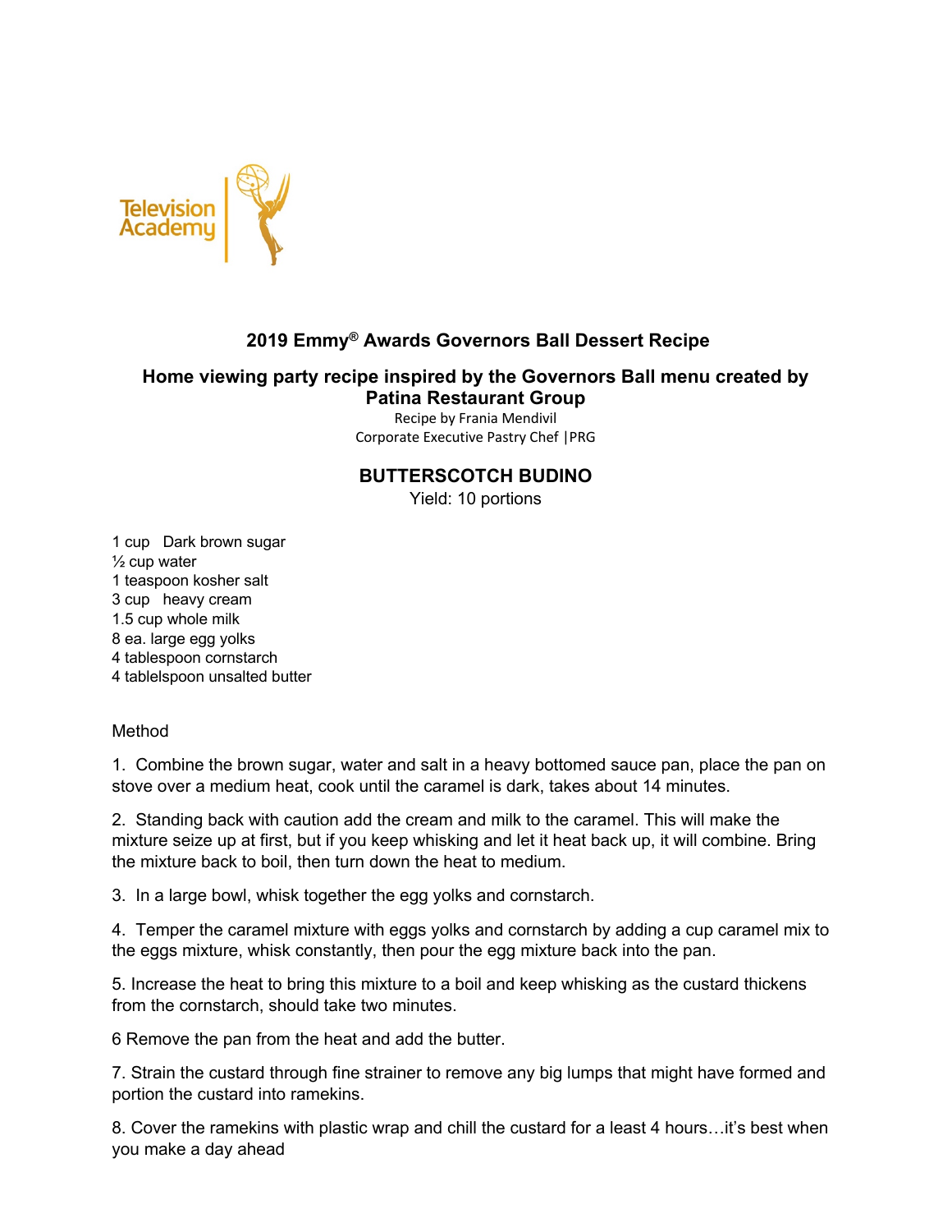Television Academy

## 2019 Emmy® Awards Governors Ball Dessert Recipe

### Home viewing party recipe inspired by the Governors Ball menu created by Patina Restaurant Group

Recipe by Frania Mendivil
Corporate Executive Pastry Chef |PRG

## BUTTERSCOTCH BUDINO

Yield: 10 portions

1 cup Dark brown sugar
½ cup water
1 teaspoon kosher salt
3 cup heavy cream
1.5 cup whole milk
8 ea. large egg yolks
4 tablespoon cornstarch
4 tablelspoon unsalted butter

Method

1. Combine the brown sugar, water and salt in a heavy bottomed sauce pan, place the pan on stove over a medium heat, cook until the caramel is dark, takes about 14 minutes.

2. Standing back with caution add the cream and milk to the caramel. This will make the mixture seize up at first, but if you keep whisking and let it heat back up, it will combine. Bring the mixture back to boil, then turn down the heat to medium.

3. In a large bowl, whisk together the egg yolks and cornstarch.

4. Temper the caramel mixture with eggs yolks and cornstarch by adding a cup caramel mix to the eggs mixture, whisk constantly, then pour the egg mixture back into the pan.

5. Increase the heat to bring this mixture to a boil and keep whisking as the custard thickens from the cornstarch, should take two minutes.

6 Remove the pan from the heat and add the butter.

7. Strain the custard through fine strainer to remove any big lumps that might have formed and portion the custard into ramekins.

8. Cover the ramekins with plastic wrap and chill the custard for a least 4 hours…it's best when you make a day ahead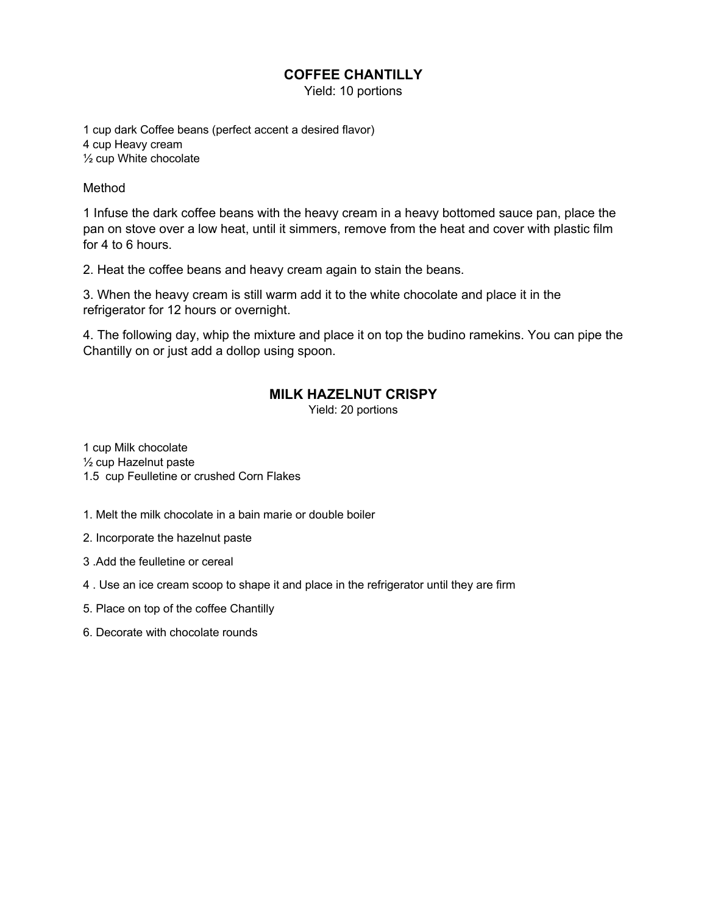## COFFEE CHANTILLY

Yield: 10 portions

1 cup dark Coffee beans (perfect accent a desired flavor)
4 cup Heavy cream
½ cup White chocolate

Method

1 Infuse the dark coffee beans with the heavy cream in a heavy bottomed sauce pan, place the pan on stove over a low heat, until it simmers, remove from the heat and cover with plastic film for 4 to 6 hours.

2. Heat the coffee beans and heavy cream again to stain the beans.

3. When the heavy cream is still warm add it to the white chocolate and place it in the refrigerator for 12 hours or overnight.

4. The following day, whip the mixture and place it on top the budino ramekins. You can pipe the Chantilly on or just add a dollop using spoon.

## MILK HAZELNUT CRISPY

Yield: 20 portions

1 cup Milk chocolate
½ cup Hazelnut paste
1.5 cup Feulletine or crushed Corn Flakes

1. Melt the milk chocolate in a bain marie or double boiler
2. Incorporate the hazelnut paste
3. Add the feulletine or cereal
4. Use an ice cream scoop to shape it and place in the refrigerator until they are firm
5. Place on top of the coffee Chantilly
6. Decorate with chocolate rounds